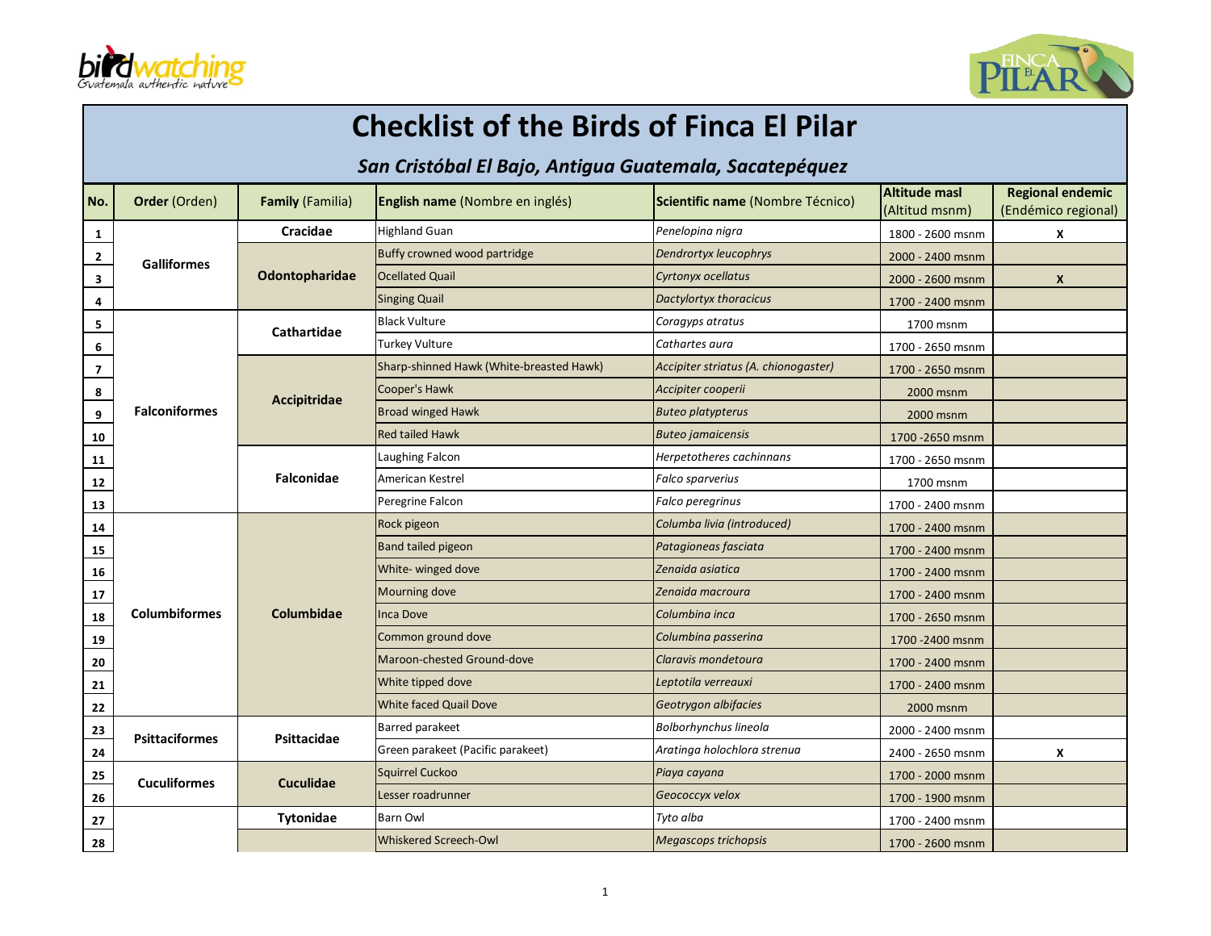# Checklist of the Birds of Finca El Pilar

## *San Cristóbal El Bajo, Antigua Guatemala, Sacatepéquez*

| No. | **Order** (Orden) | **Family** (Familia) | **English name** (Nombre en inglés) | **Scientific name** (Nombre Técnico) | **Altitude masl** (Altitud msnm) | **Regional endemic** (Endémico regional) |
|---|---|---|---|---|---|---|
| **1** | **Galliformes** | **Cracidae** | Highland Guan | *Penelopina nigra* | 1800 - 2600 msnm | **X** |
| **2** | | **Odontopharidae** | Buffy crowned wood partridge | *Dendrortyx leucophrys* | 2000 - 2400 msnm | |
| **3** | | | Ocellated Quail | *Cyrtonyx ocellatus* | 2000 - 2600 msnm | **X** |
| **4** | | | Singing Quail | *Dactylortyx thoracicus* | 1700 - 2400 msnm | |
| **5** | **Falconiformes** | **Cathartidae** | Black Vulture | *Coragyps atratus* | 1700 msnm | |
| **6** | | | Turkey Vulture | *Cathartes aura* | 1700 - 2650 msnm | |
| **7** | | **Accipitridae** | Sharp-shinned Hawk (White-breasted Hawk) | *Accipiter striatus (A. chionogaster)* | 1700 - 2650 msnm | |
| **8** | | | Cooper's Hawk | *Accipiter cooperii* | 2000 msnm | |
| **9** | | | Broad winged Hawk | *Buteo platypterus* | 2000 msnm | |
| **10** | | | Red tailed Hawk | *Buteo jamaicensis* | 1700 -2650 msnm | |
| **11** | | **Falconidae** | Laughing Falcon | *Herpetotheres cachinnans* | 1700 - 2650 msnm | |
| **12** | | | American Kestrel | *Falco sparverius* | 1700 msnm | |
| **13** | | | Peregrine Falcon | *Falco peregrinus* | 1700 - 2400 msnm | |
| **14** | **Columbiformes** | **Columbidae** | Rock pigeon | *Columba livia (introduced)* | 1700 - 2400 msnm | |
| **15** | | | Band tailed pigeon | *Patagioneas fasciata* | 1700 - 2400 msnm | |
| **16** | | | White- winged dove | *Zenaida asiatica* | 1700 - 2400 msnm | |
| **17** | | | Mourning dove | *Zenaida macroura* | 1700 - 2400 msnm | |
| **18** | | | Inca Dove | *Columbina inca* | 1700 - 2650 msnm | |
| **19** | | | Common ground dove | *Columbina passerina* | 1700 -2400 msnm | |
| **20** | | | Maroon-chested Ground-dove | *Claravis mondetoura* | 1700 - 2400 msnm | |
| **21** | | | White tipped dove | *Leptotila verreauxi* | 1700 - 2400 msnm | |
| **22** | | | White faced Quail Dove | *Geotrygon albifacies* | 2000 msnm | |
| **23** | **Psittaciformes** | **Psittacidae** | Barred parakeet | *Bolborhynchus lineola* | 2000 - 2400 msnm | |
| **24** | | | Green parakeet (Pacific parakeet) | *Aratinga holochlora strenua* | 2400 - 2650 msnm | **X** |
| **25** | **Cuculiformes** | **Cuculidae** | Squirrel Cuckoo | *Piaya cayana* | 1700 - 2000 msnm | |
| **26** | | | Lesser roadrunner | *Geococcyx velox* | 1700 - 1900 msnm | |
| **27** | | **Tytonidae** | Barn Owl | *Tyto alba* | 1700 - 2400 msnm | |
| **28** | | | Whiskered Screech-Owl | *Megascops trichopsis* | 1700 - 2600 msnm | |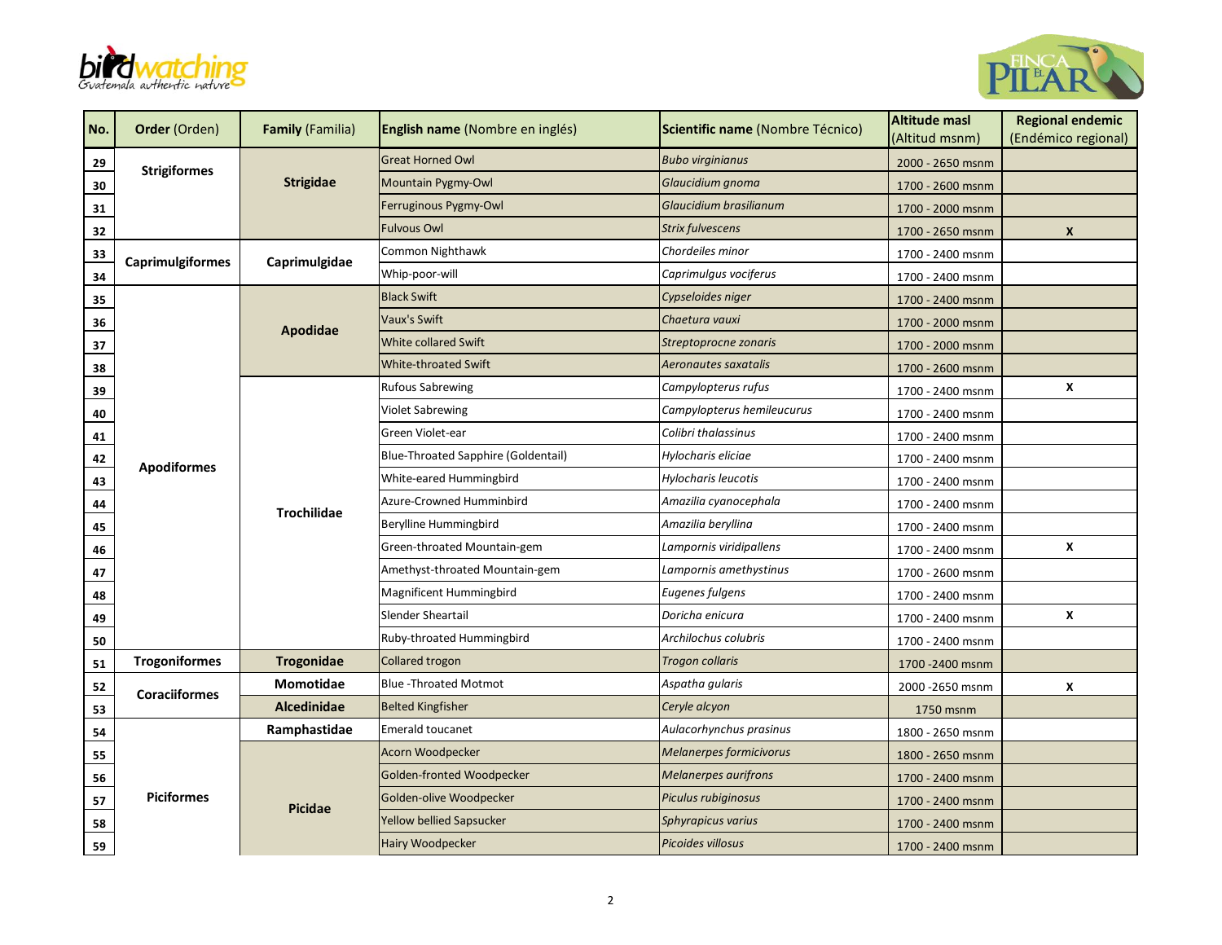| No. | **Order** (Orden) | **Family** (Familia) | **English name** (Nombre en inglés) | **Scientific name** (Nombre Técnico) | **Altitude masl** (Altitud msnm) | **Regional endemic** (Endémico regional) |
|---|---|---|---|---|---|---|
| 29 | **Strigiformes** | **Strigidae** | Great Horned Owl | *Bubo virginianus* | 2000 - 2650 msnm | |
| 30 | | | Mountain Pygmy-Owl | *Glaucidium gnoma* | 1700 - 2600 msnm | |
| 31 | | | Ferruginous Pygmy-Owl | *Glaucidium brasilianum* | 1700 - 2000 msnm | |
| 32 | | | Fulvous Owl | *Strix fulvescens* | 1700 - 2650 msnm | X |
| 33 | **Caprimulgiformes** | **Caprimulgidae** | Common Nighthawk | *Chordeiles minor* | 1700 - 2400 msnm | |
| 34 | | | Whip-poor-will | *Caprimulgus vociferus* | 1700 - 2400 msnm | |
| 35 | **Apodiformes** | **Apodidae** | Black Swift | *Cypseloides niger* | 1700 - 2400 msnm | |
| 36 | | | Vaux's Swift | *Chaetura vauxi* | 1700 - 2000 msnm | |
| 37 | | | White collared Swift | *Streptoprocne zonaris* | 1700 - 2000 msnm | |
| 38 | | | White-throated Swift | *Aeronautes saxatalis* | 1700 - 2600 msnm | |
| 39 | | **Trochilidae** | Rufous Sabrewing | *Campylopterus rufus* | 1700 - 2400 msnm | X |
| 40 | | | Violet Sabrewing | *Campylopterus hemileucurus* | 1700 - 2400 msnm | |
| 41 | | | Green Violet-ear | *Colibri thalassinus* | 1700 - 2400 msnm | |
| 42 | | | Blue-Throated Sapphire (Goldentail) | *Hylocharis eliciae* | 1700 - 2400 msnm | |
| 43 | | | White-eared Hummingbird | *Hylocharis leucotis* | 1700 - 2400 msnm | |
| 44 | | | Azure-Crowned Humminbird | *Amazilia cyanocephala* | 1700 - 2400 msnm | |
| 45 | | | Berylline Hummingbird | *Amazilia beryllina* | 1700 - 2400 msnm | |
| 46 | | | Green-throated Mountain-gem | *Lampornis viridipallens* | 1700 - 2400 msnm | X |
| 47 | | | Amethyst-throated Mountain-gem | *Lampornis amethystinus* | 1700 - 2600 msnm | |
| 48 | | | Magnificent Hummingbird | *Eugenes fulgens* | 1700 - 2400 msnm | |
| 49 | | | Slender Sheartail | *Doricha enicura* | 1700 - 2400 msnm | X |
| 50 | | | Ruby-throated Hummingbird | *Archilochus colubris* | 1700 - 2400 msnm | |
| 51 | **Trogoniformes** | **Trogonidae** | Collared trogon | *Trogon collaris* | 1700 -2400 msnm | |
| 52 | **Coraciiformes** | **Momotidae** | Blue -Throated Motmot | *Aspatha gularis* | 2000 -2650 msnm | X |
| 53 | | **Alcedinidae** | Belted Kingfisher | *Ceryle alcyon* | 1750 msnm | |
| 54 | **Piciformes** | **Ramphastidae** | Emerald toucanet | *Aulacorhynchus prasinus* | 1800 - 2650 msnm | |
| 55 | | **Picidae** | Acorn Woodpecker | *Melanerpes formicivorus* | 1800 - 2650 msnm | |
| 56 | | | Golden-fronted Woodpecker | *Melanerpes aurifrons* | 1700 - 2400 msnm | |
| 57 | | | Golden-olive Woodpecker | *Piculus rubiginosus* | 1700 - 2400 msnm | |
| 58 | | | Yellow bellied Sapsucker | *Sphyrapicus varius* | 1700 - 2400 msnm | |
| 59 | | | Hairy Woodpecker | *Picoides villosus* | 1700 - 2400 msnm | |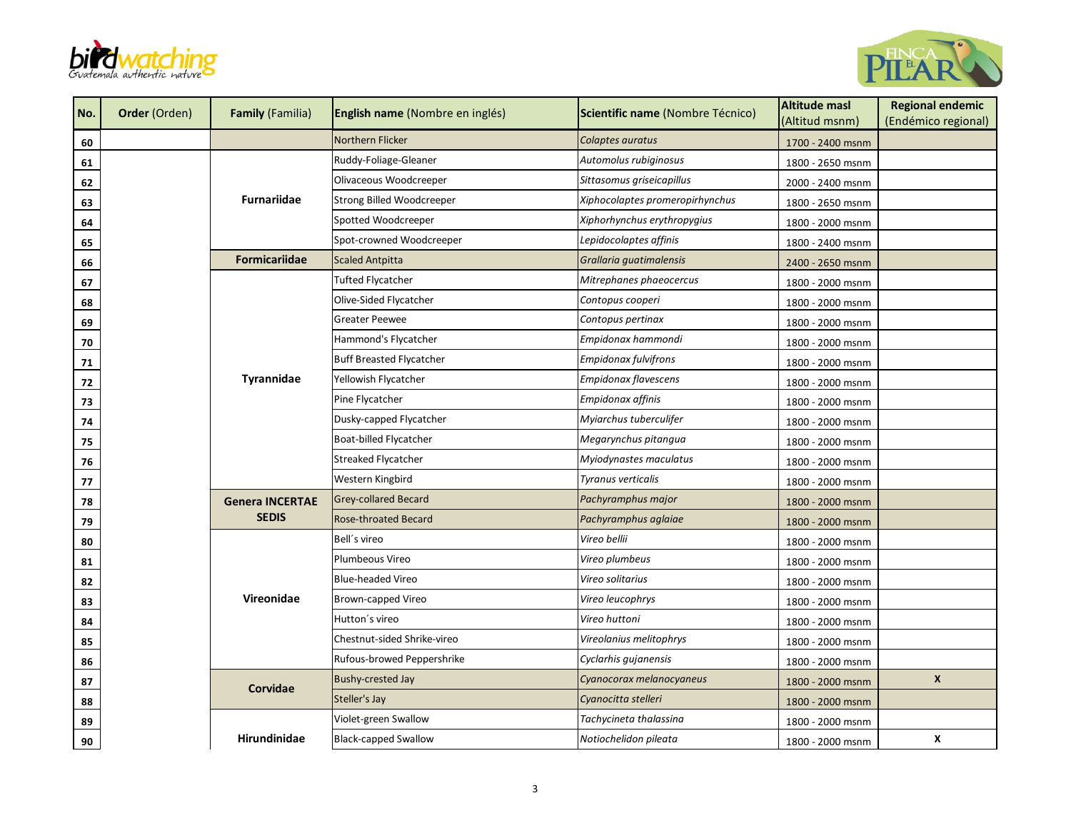| No. | Order (Orden) | Family (Familia) | English name (Nombre en inglés) | Scientific name (Nombre Técnico) | Altitude masl (Altitud msnm) | Regional endemic (Endémico regional) |
|---|---|---|---|---|---|---|
| 60 | | | Northern Flicker | *Colaptes auratus* | 1700 - 2400 msnm | |
| 61 | | Furnariidae | Ruddy-Foliage-Gleaner | *Automolus rubiginosus* | 1800 - 2650 msnm | |
| 62 | | | Olivaceous Woodcreeper | *Sittasomus griseicapillus* | 2000 - 2400 msnm | |
| 63 | | | Strong Billed Woodcreeper | *Xiphocolaptes promeropirhynchus* | 1800 - 2650 msnm | |
| 64 | | | Spotted Woodcreeper | *Xiphorhynchus erythropygius* | 1800 - 2000 msnm | |
| 65 | | | Spot-crowned Woodcreeper | *Lepidocolaptes affinis* | 1800 - 2400 msnm | |
| 66 | | Formicariidae | Scaled Antpitta | *Grallaria guatimalensis* | 2400 - 2650 msnm | |
| 67 | | Tyrannidae | Tufted Flycatcher | *Mitrephanes phaeocercus* | 1800 - 2000 msnm | |
| 68 | | | Olive-Sided Flycatcher | *Contopus cooperi* | 1800 - 2000 msnm | |
| 69 | | | Greater Peewee | *Contopus pertinax* | 1800 - 2000 msnm | |
| 70 | | | Hammond's Flycatcher | *Empidonax hammondi* | 1800 - 2000 msnm | |
| 71 | | | Buff Breasted Flycatcher | *Empidonax fulvifrons* | 1800 - 2000 msnm | |
| 72 | | | Yellowish Flycatcher | *Empidonax flavescens* | 1800 - 2000 msnm | |
| 73 | | | Pine Flycatcher | *Empidonax affinis* | 1800 - 2000 msnm | |
| 74 | | | Dusky-capped Flycatcher | *Myiarchus tuberculifer* | 1800 - 2000 msnm | |
| 75 | | | Boat-billed Flycatcher | *Megarynchus pitangua* | 1800 - 2000 msnm | |
| 76 | | | Streaked Flycatcher | *Myiodynastes maculatus* | 1800 - 2000 msnm | |
| 77 | | | Western Kingbird | *Tyranus verticalis* | 1800 - 2000 msnm | |
| 78 | | Genera INCERTAE SEDIS | Grey-collared Becard | *Pachyramphus major* | 1800 - 2000 msnm | |
| 79 | | | Rose-throated Becard | *Pachyramphus aglaiae* | 1800 - 2000 msnm | |
| 80 | | Vireonidae | Bell´s vireo | *Vireo bellii* | 1800 - 2000 msnm | |
| 81 | | | Plumbeous Vireo | *Vireo plumbeus* | 1800 - 2000 msnm | |
| 82 | | | Blue-headed Vireo | *Vireo solitarius* | 1800 - 2000 msnm | |
| 83 | | | Brown-capped Vireo | *Vireo leucophrys* | 1800 - 2000 msnm | |
| 84 | | | Hutton´s vireo | *Vireo huttoni* | 1800 - 2000 msnm | |
| 85 | | | Chestnut-sided Shrike-vireo | *Vireolanius melitophrys* | 1800 - 2000 msnm | |
| 86 | | | Rufous-browed Peppershrike | *Cyclarhis gujanensis* | 1800 - 2000 msnm | |
| 87 | | Corvidae | Bushy-crested Jay | *Cyanocorax melanocyaneus* | 1800 - 2000 msnm | X |
| 88 | | | Steller's Jay | *Cyanocitta stelleri* | 1800 - 2000 msnm | |
| 89 | | Hirundinidae | Violet-green Swallow | *Tachycineta thalassina* | 1800 - 2000 msnm | |
| 90 | | | Black-capped Swallow | *Notiochelidon pileata* | 1800 - 2000 msnm | X |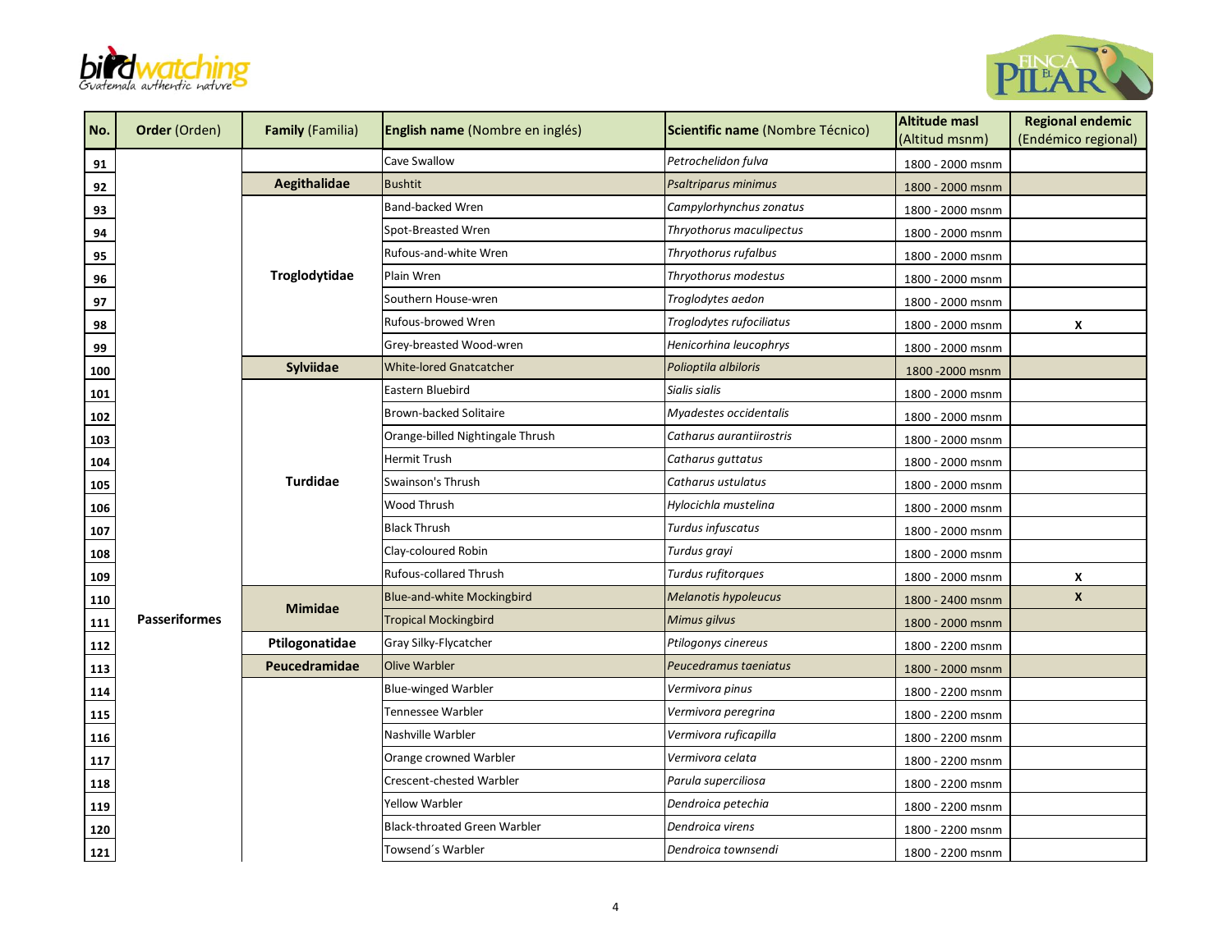| No. | Order (Orden) | Family (Familia) | English name (Nombre en inglés) | Scientific name (Nombre Técnico) | Altitude masl (Altitud msnm) | Regional endemic (Endémico regional) |
|---|---|---|---|---|---|---|
| 91 | Passeriformes | | Cave Swallow | *Petrochelidon fulva* | 1800 - 2000 msnm | |
| 92 | | Aegithalidae | Bushtit | *Psaltriparus minimus* | 1800 - 2000 msnm | |
| 93 | | Troglodytidae | Band-backed Wren | *Campylorhynchus zonatus* | 1800 - 2000 msnm | |
| 94 | | | Spot-Breasted Wren | *Thryothorus maculipectus* | 1800 - 2000 msnm | |
| 95 | | | Rufous-and-white Wren | *Thryothorus rufalbus* | 1800 - 2000 msnm | |
| 96 | | | Plain Wren | *Thryothorus modestus* | 1800 - 2000 msnm | |
| 97 | | | Southern House-wren | *Troglodytes aedon* | 1800 - 2000 msnm | |
| 98 | | | Rufous-browed Wren | *Troglodytes rufociliatus* | 1800 - 2000 msnm | X |
| 99 | | | Grey-breasted Wood-wren | *Henicorhina leucophrys* | 1800 - 2000 msnm | |
| 100 | | Sylviidae | White-lored Gnatcatcher | *Polioptila albiloris* | 1800 -2000 msnm | |
| 101 | | Turdidae | Eastern Bluebird | *Sialis sialis* | 1800 - 2000 msnm | |
| 102 | | | Brown-backed Solitaire | *Myadestes occidentalis* | 1800 - 2000 msnm | |
| 103 | | | Orange-billed Nightingale Thrush | *Catharus aurantiirostris* | 1800 - 2000 msnm | |
| 104 | | | Hermit Trush | *Catharus guttatus* | 1800 - 2000 msnm | |
| 105 | | | Swainson's Thrush | *Catharus ustulatus* | 1800 - 2000 msnm | |
| 106 | | | Wood Thrush | *Hylocichla mustelina* | 1800 - 2000 msnm | |
| 107 | | | Black Thrush | *Turdus infuscatus* | 1800 - 2000 msnm | |
| 108 | | | Clay-coloured Robin | *Turdus grayi* | 1800 - 2000 msnm | |
| 109 | | | Rufous-collared Thrush | *Turdus rufitorques* | 1800 - 2000 msnm | X |
| 110 | | Mimidae | Blue-and-white Mockingbird | *Melanotis hypoleucus* | 1800 - 2400 msnm | X |
| 111 | | | Tropical Mockingbird | *Mimus gilvus* | 1800 - 2000 msnm | |
| 112 | | Ptilogonatidae | Gray Silky-Flycatcher | *Ptilogonys cinereus* | 1800 - 2200 msnm | |
| 113 | | Peucedramidae | Olive Warbler | *Peucedramus taeniatus* | 1800 - 2000 msnm | |
| 114 | | | Blue-winged Warbler | *Vermivora pinus* | 1800 - 2200 msnm | |
| 115 | | | Tennessee Warbler | *Vermivora peregrina* | 1800 - 2200 msnm | |
| 116 | | | Nashville Warbler | *Vermivora ruficapilla* | 1800 - 2200 msnm | |
| 117 | | | Orange crowned Warbler | *Vermivora celata* | 1800 - 2200 msnm | |
| 118 | | | Crescent-chested Warbler | *Parula superciliosa* | 1800 - 2200 msnm | |
| 119 | | | Yellow Warbler | *Dendroica petechia* | 1800 - 2200 msnm | |
| 120 | | | Black-throated Green Warbler | *Dendroica virens* | 1800 - 2200 msnm | |
| 121 | | | Towsend´s Warbler | *Dendroica townsendi* | 1800 - 2200 msnm | |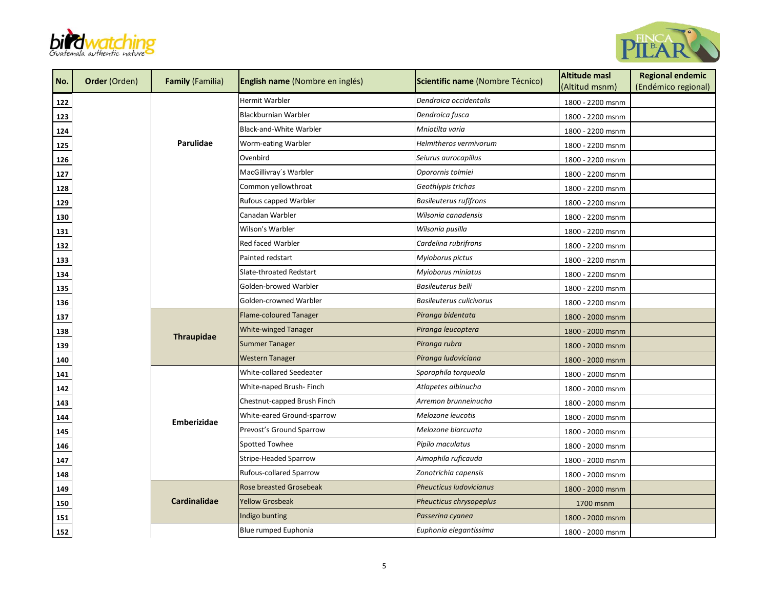| No. | **Order** (Orden) | **Family** (Familia) | **English name** (Nombre en inglés) | **Scientific name** (Nombre Técnico) | **Altitude masl** (Altitud msnm) | **Regional endemic** (Endémico regional) |
|---|---|---|---|---|---|---|
| **122** | | **Parulidae** | Hermit Warbler | *Dendroica occidentalis* | 1800 - 2200 msnm | |
| **123** | | | Blackburnian Warbler | *Dendroica fusca* | 1800 - 2200 msnm | |
| **124** | | | Black-and-White Warbler | *Mniotilta varia* | 1800 - 2200 msnm | |
| **125** | | | Worm-eating Warbler | *Helmitheros vermivorum* | 1800 - 2200 msnm | |
| **126** | | | Ovenbird | *Seiurus aurocapillus* | 1800 - 2200 msnm | |
| **127** | | | MacGillivray´s Warbler | *Oporornis tolmiei* | 1800 - 2200 msnm | |
| **128** | | | Common yellowthroat | *Geothlypis trichas* | 1800 - 2200 msnm | |
| **129** | | | Rufous capped Warbler | *Basileuterus rufifrons* | 1800 - 2200 msnm | |
| **130** | | | Canadan Warbler | *Wilsonia canadensis* | 1800 - 2200 msnm | |
| **131** | | | Wilson's Warbler | *Wilsonia pusilla* | 1800 - 2200 msnm | |
| **132** | | | Red faced Warbler | *Cardelina rubrifrons* | 1800 - 2200 msnm | |
| **133** | | | Painted redstart | *Myioborus pictus* | 1800 - 2200 msnm | |
| **134** | | | Slate-throated Redstart | *Myioborus miniatus* | 1800 - 2200 msnm | |
| **135** | | | Golden-browed Warbler | *Basileuterus belli* | 1800 - 2200 msnm | |
| **136** | | | Golden-crowned Warbler | *Basileuterus culicivorus* | 1800 - 2200 msnm | |
| **137** | | **Thraupidae** | Flame-coloured Tanager | *Piranga bidentata* | 1800 - 2000 msnm | |
| **138** | | | White-winged Tanager | *Piranga leucoptera* | 1800 - 2000 msnm | |
| **139** | | | Summer Tanager | *Piranga rubra* | 1800 - 2000 msnm | |
| **140** | | | Western Tanager | *Piranga ludoviciana* | 1800 - 2000 msnm | |
| **141** | | **Emberizidae** | White-collared Seedeater | *Sporophila torqueola* | 1800 - 2000 msnm | |
| **142** | | | White-naped Brush- Finch | *Atlapetes albinucha* | 1800 - 2000 msnm | |
| **143** | | | Chestnut-capped Brush Finch | *Arremon brunneinucha* | 1800 - 2000 msnm | |
| **144** | | | White-eared Ground-sparrow | *Melozone leucotis* | 1800 - 2000 msnm | |
| **145** | | | Prevost's Ground Sparrow | *Melozone biarcuata* | 1800 - 2000 msnm | |
| **146** | | | Spotted Towhee | *Pipilo maculatus* | 1800 - 2000 msnm | |
| **147** | | | Stripe-Headed Sparrow | *Aimophila ruficauda* | 1800 - 2000 msnm | |
| **148** | | | Rufous-collared Sparrow | *Zonotrichia capensis* | 1800 - 2000 msnm | |
| **149** | | **Cardinalidae** | Rose breasted Grosebeak | *Pheucticus ludovicianus* | 1800 - 2000 msnm | |
| **150** | | | Yellow Grosbeak | *Pheucticus chrysopeplus* | 1700 msnm | |
| **151** | | | Indigo bunting | *Passerina cyanea* | 1800 - 2000 msnm | |
| **152** | | | Blue rumped Euphonia | *Euphonia elegantissima* | 1800 - 2000 msnm | |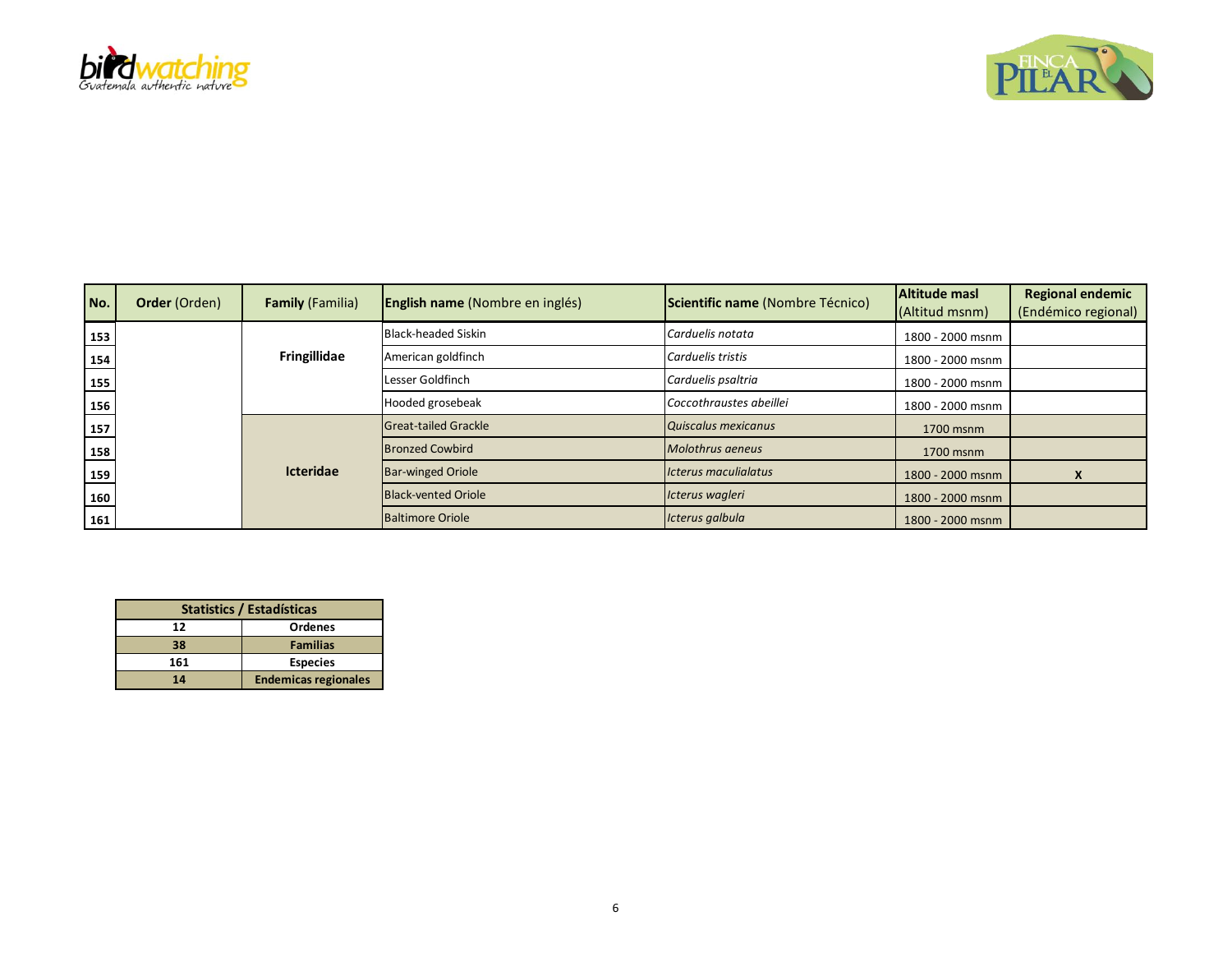| No. | **Order** (Orden) | **Family** (Familia) | **English name** (Nombre en inglés) | **Scientific name** (Nombre Técnico) | **Altitude masl** (Altitud msnm) | **Regional endemic** (Endémico regional) |
|---|---|---|---|---|---|---|
| **153** | | **Fringillidae** | Black-headed Siskin | *Carduelis notata* | 1800 - 2000 msnm | |
| **154** | | | American goldfinch | *Carduelis tristis* | 1800 - 2000 msnm | |
| **155** | | | Lesser Goldfinch | *Carduelis psaltria* | 1800 - 2000 msnm | |
| **156** | | | Hooded grosebeak | *Coccothraustes abeillei* | 1800 - 2000 msnm | |
| **157** | | **Icteridae** | Great-tailed Grackle | *Quiscalus mexicanus* | 1700 msnm | |
| **158** | | | Bronzed Cowbird | *Molothrus aeneus* | 1700 msnm | |
| **159** | | | Bar-winged Oriole | *Icterus maculialatus* | 1800 - 2000 msnm | **X** |
| **160** | | | Black-vented Oriole | *Icterus wagleri* | 1800 - 2000 msnm | |
| **161** | | | Baltimore Oriole | *Icterus galbula* | 1800 - 2000 msnm | |

| **Statistics / Estadísticas** | |
|---|---|
| **12** | **Ordenes** |
| **38** | **Familias** |
| **161** | **Especies** |
| **14** | **Endemicas regionales** |